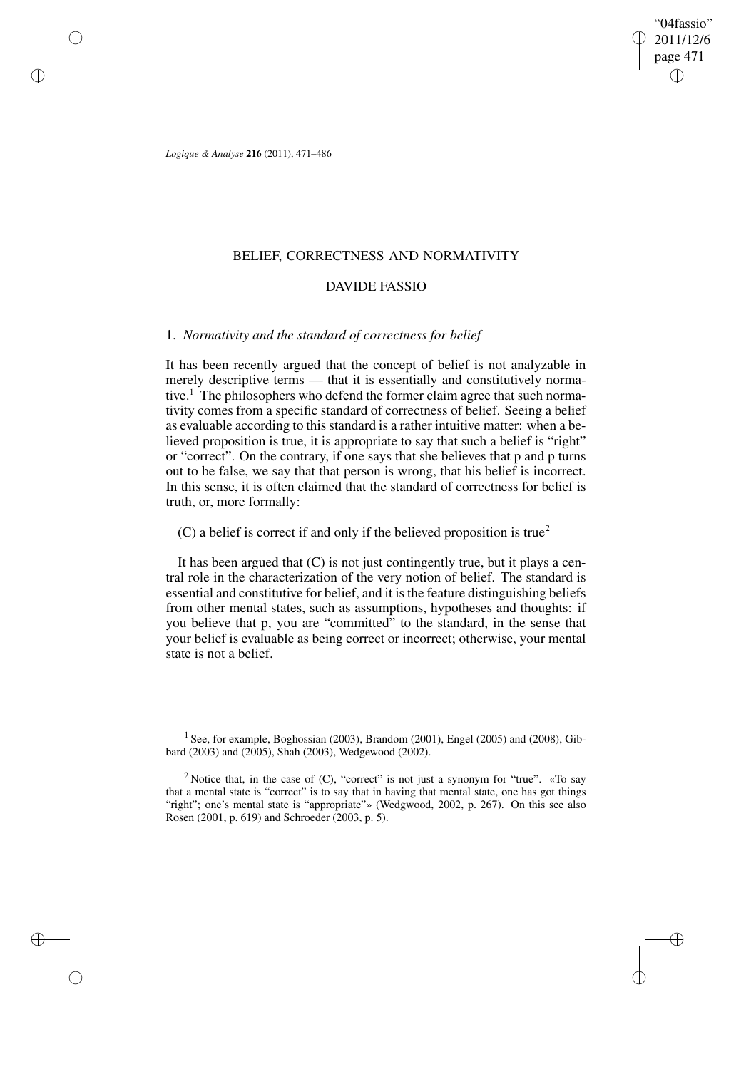# BELIEF, CORRECTNESS AND NORMATIVITY

## DAVIDE FASSIO

### 1. *Normativity and the standard of correctness for belief*

It has been recently argued that the concept of belief is not analyzable in merely descriptive terms — that it is essentially and constitutively normative.[1] The philosophers who defend the former claim agree that such normativity comes from a specific standard of correctness of belief. Seeing a belief as evaluable according to this standard is a rather intuitive matter: when a believed proposition is true, it is appropriate to say that such a belief is "right" or "correct". On the contrary, if one says that she believes that p and p turns out to be false, we say that that person is wrong, that his belief is incorrect. In this sense, it is often claimed that the standard of correctness for belief is truth, or, more formally:

(C) a belief is correct if and only if the believed proposition is true[2]

It has been argued that (C) is not just contingently true, but it plays a central role in the characterization of the very notion of belief. The standard is essential and constitutive for belief, and it is the feature distinguishing beliefs from other mental states, such as assumptions, hypotheses and thoughts: if you believe that p, you are "committed" to the standard, in the sense that your belief is evaluable as being correct or incorrect; otherwise, your mental state is not a belief.

[1] See, for example, Boghossian (2003), Brandom (2001), Engel (2005) and (2008), Gibbard (2003) and (2005), Shah (2003), Wedgewood (2002).

[2] Notice that, in the case of (C), "correct" is not just a synonym for "true". «To say that a mental state is "correct" is to say that in having that mental state, one has got things "right"; one's mental state is "appropriate"» (Wedgwood, 2002, p. 267). On this see also Rosen (2001, p. 619) and Schroeder (2003, p. 5).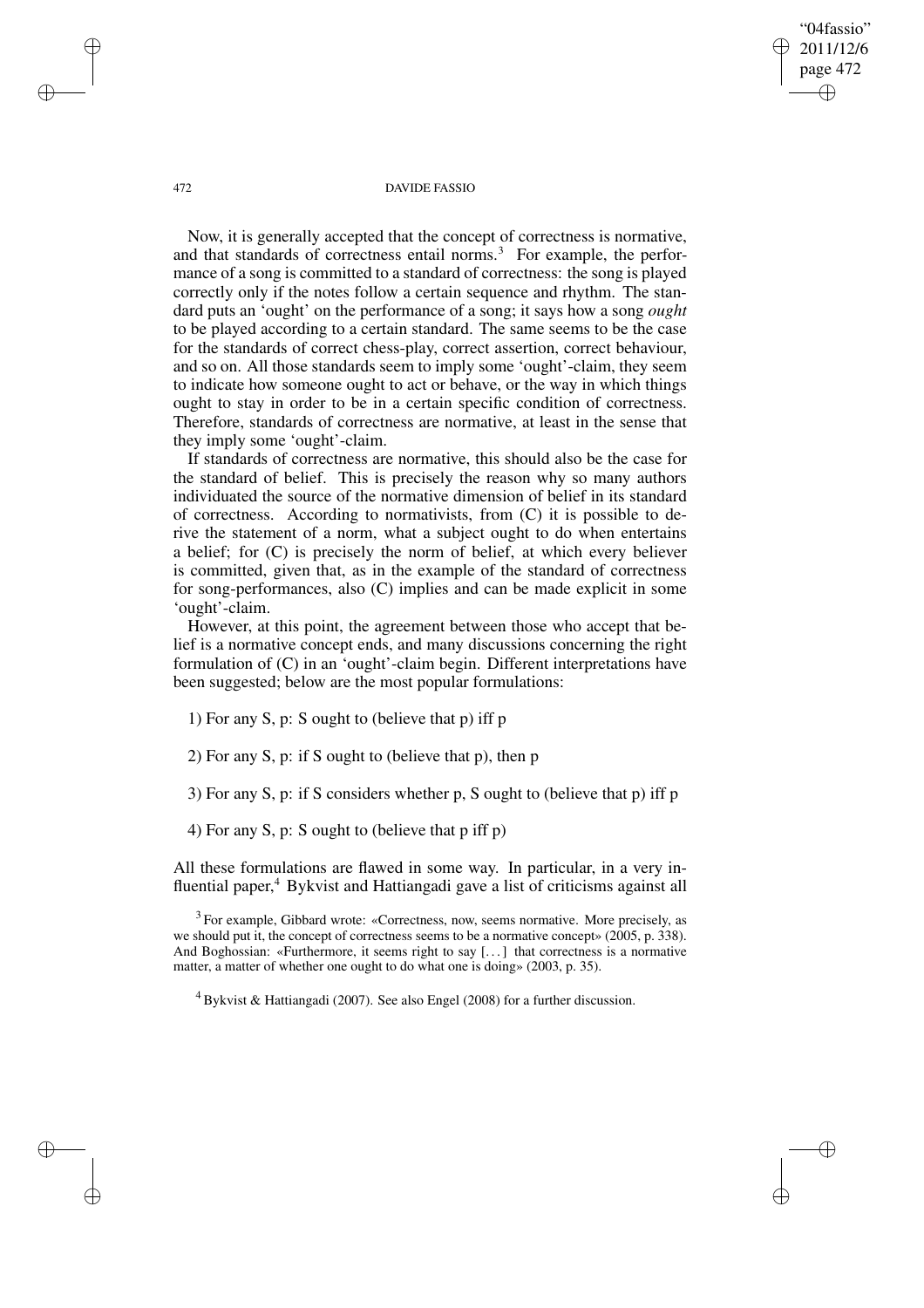Now, it is generally accepted that the concept of correctness is normative, and that standards of correctness entail norms.[3] For example, the performance of a song is committed to a standard of correctness: the song is played correctly only if the notes follow a certain sequence and rhythm. The standard puts an 'ought' on the performance of a song; it says how a song *ought* to be played according to a certain standard. The same seems to be the case for the standards of correct chess-play, correct assertion, correct behaviour, and so on. All those standards seem to imply some 'ought'-claim, they seem to indicate how someone ought to act or behave, or the way in which things ought to stay in order to be in a certain specific condition of correctness. Therefore, standards of correctness are normative, at least in the sense that they imply some 'ought'-claim.

If standards of correctness are normative, this should also be the case for the standard of belief. This is precisely the reason why so many authors individuated the source of the normative dimension of belief in its standard of correctness. According to normativists, from (C) it is possible to derive the statement of a norm, what a subject ought to do when entertains a belief; for (C) is precisely the norm of belief, at which every believer is committed, given that, as in the example of the standard of correctness for song-performances, also (C) implies and can be made explicit in some 'ought'-claim.

However, at this point, the agreement between those who accept that belief is a normative concept ends, and many discussions concerning the right formulation of (C) in an 'ought'-claim begin. Different interpretations have been suggested; below are the most popular formulations:

1) For any S, p: S ought to (believe that p) iff p

2) For any S, p: if S ought to (believe that p), then p

3) For any S, p: if S considers whether p, S ought to (believe that p) iff p

4) For any S, p: S ought to (believe that p iff p)

All these formulations are flawed in some way. In particular, in a very influential paper,[4] Bykvist and Hattiangadi gave a list of criticisms against all

[3] For example, Gibbard wrote: «Correctness, now, seems normative. More precisely, as we should put it, the concept of correctness seems to be a normative concept» (2005, p. 338). And Boghossian: «Furthermore, it seems right to say [...] that correctness is a normative matter, a matter of whether one ought to do what one is doing» (2003, p. 35).

[4] Bykvist & Hattiangadi (2007). See also Engel (2008) for a further discussion.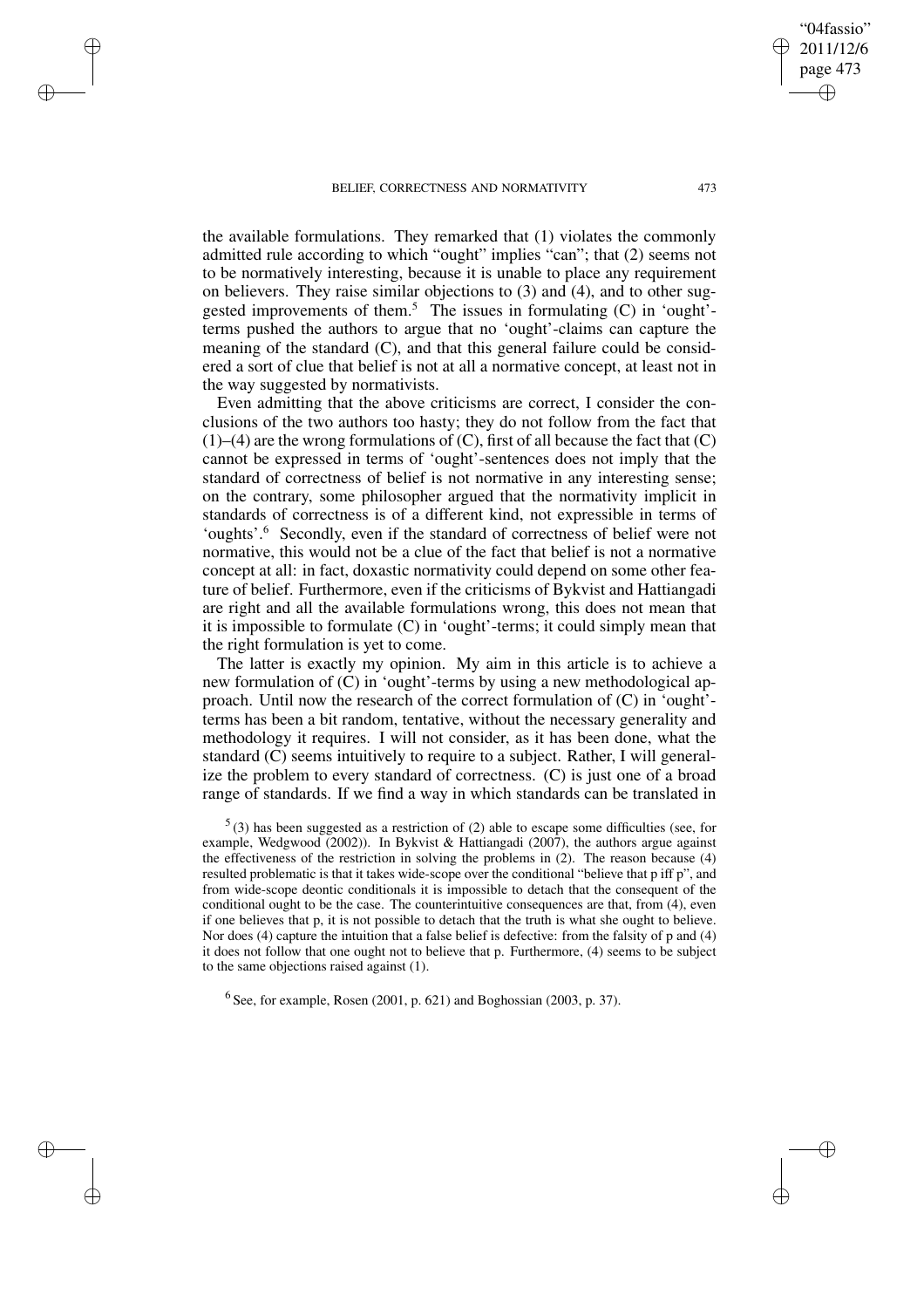the available formulations. They remarked that (1) violates the commonly admitted rule according to which "ought" implies "can"; that (2) seems not to be normatively interesting, because it is unable to place any requirement on believers. They raise similar objections to (3) and (4), and to other suggested improvements of them.[5] The issues in formulating (C) in 'ought'-terms pushed the authors to argue that no 'ought'-claims can capture the meaning of the standard (C), and that this general failure could be considered a sort of clue that belief is not at all a normative concept, at least not in the way suggested by normativists.

Even admitting that the above criticisms are correct, I consider the conclusions of the two authors too hasty; they do not follow from the fact that (1)–(4) are the wrong formulations of (C), first of all because the fact that (C) cannot be expressed in terms of 'ought'-sentences does not imply that the standard of correctness of belief is not normative in any interesting sense; on the contrary, some philosopher argued that the normativity implicit in standards of correctness is of a different kind, not expressible in terms of 'oughts'.[6] Secondly, even if the standard of correctness of belief were not normative, this would not be a clue of the fact that belief is not a normative concept at all: in fact, doxastic normativity could depend on some other feature of belief. Furthermore, even if the criticisms of Bykvist and Hattiangadi are right and all the available formulations wrong, this does not mean that it is impossible to formulate (C) in 'ought'-terms; it could simply mean that the right formulation is yet to come.

The latter is exactly my opinion. My aim in this article is to achieve a new formulation of (C) in 'ought'-terms by using a new methodological approach. Until now the research of the correct formulation of (C) in 'ought'-terms has been a bit random, tentative, without the necessary generality and methodology it requires. I will not consider, as it has been done, what the standard (C) seems intuitively to require to a subject. Rather, I will generalize the problem to every standard of correctness. (C) is just one of a broad range of standards. If we find a way in which standards can be translated in

[5] (3) has been suggested as a restriction of (2) able to escape some difficulties (see, for example, Wedgwood (2002)). In Bykvist & Hattiangadi (2007), the authors argue against the effectiveness of the restriction in solving the problems in (2). The reason because (4) resulted problematic is that it takes wide-scope over the conditional "believe that p iff p", and from wide-scope deontic conditionals it is impossible to detach that the consequent of the conditional ought to be the case. The counterintuitive consequences are that, from (4), even if one believes that p, it is not possible to detach that the truth is what she ought to believe. Nor does (4) capture the intuition that a false belief is defective: from the falsity of p and (4) it does not follow that one ought not to believe that p. Furthermore, (4) seems to be subject to the same objections raised against (1).

[6] See, for example, Rosen (2001, p. 621) and Boghossian (2003, p. 37).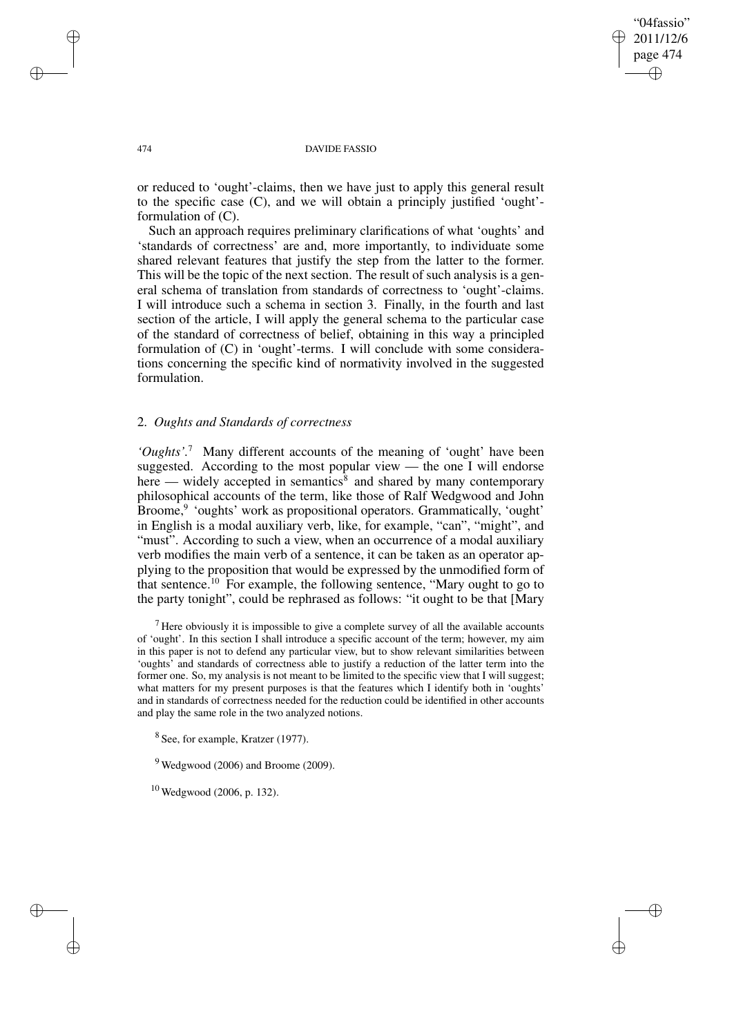or reduced to 'ought'-claims, then we have just to apply this general result to the specific case (C), and we will obtain a principly justified 'ought'-formulation of (C).

Such an approach requires preliminary clarifications of what 'oughts' and 'standards of correctness' are and, more importantly, to individuate some shared relevant features that justify the step from the latter to the former. This will be the topic of the next section. The result of such analysis is a general schema of translation from standards of correctness to 'ought'-claims. I will introduce such a schema in section 3. Finally, in the fourth and last section of the article, I will apply the general schema to the particular case of the standard of correctness of belief, obtaining in this way a principled formulation of (C) in 'ought'-terms. I will conclude with some considerations concerning the specific kind of normativity involved in the suggested formulation.

## 2. *Oughts and Standards of correctness*

*'Oughts'.*[7] Many different accounts of the meaning of 'ought' have been suggested. According to the most popular view — the one I will endorse here — widely accepted in semantics[8] and shared by many contemporary philosophical accounts of the term, like those of Ralf Wedgwood and John Broome,[9] 'oughts' work as propositional operators. Grammatically, 'ought' in English is a modal auxiliary verb, like, for example, "can", "might", and "must". According to such a view, when an occurrence of a modal auxiliary verb modifies the main verb of a sentence, it can be taken as an operator applying to the proposition that would be expressed by the unmodified form of that sentence.[10] For example, the following sentence, "Mary ought to go to the party tonight", could be rephrased as follows: "it ought to be that [Mary

[7] Here obviously it is impossible to give a complete survey of all the available accounts of 'ought'. In this section I shall introduce a specific account of the term; however, my aim in this paper is not to defend any particular view, but to show relevant similarities between 'oughts' and standards of correctness able to justify a reduction of the latter term into the former one. So, my analysis is not meant to be limited to the specific view that I will suggest; what matters for my present purposes is that the features which I identify both in 'oughts' and in standards of correctness needed for the reduction could be identified in other accounts and play the same role in the two analyzed notions.

[8] See, for example, Kratzer (1977).

[9] Wedgwood (2006) and Broome (2009).

[10] Wedgwood (2006, p. 132).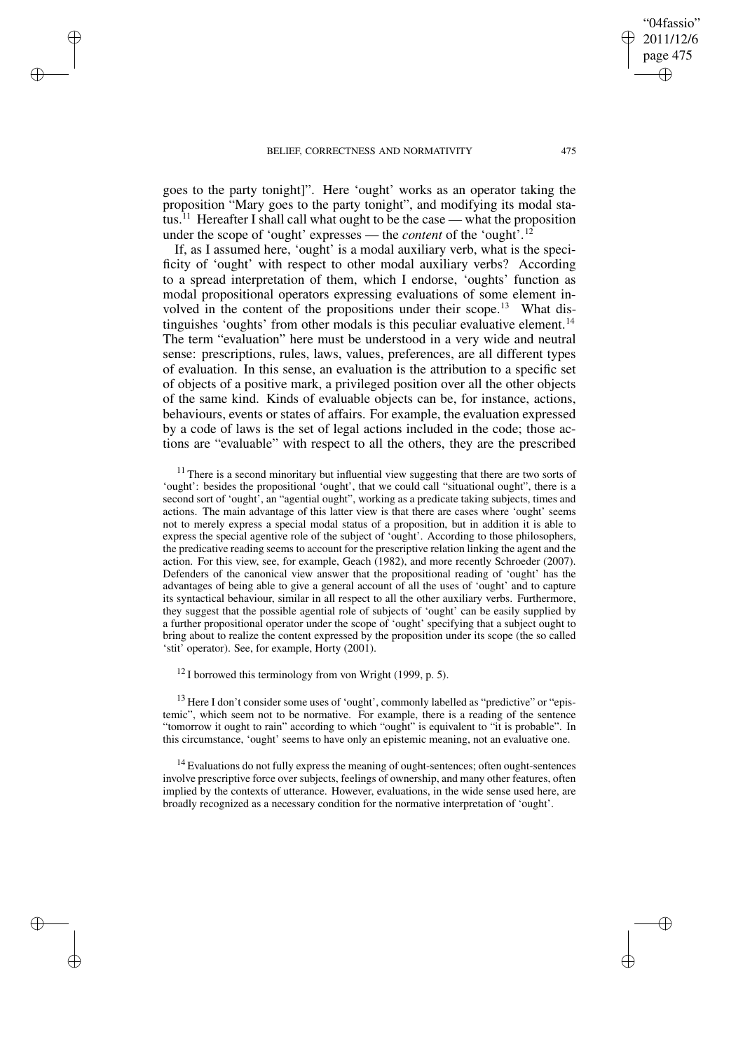goes to the party tonight]". Here 'ought' works as an operator taking the proposition "Mary goes to the party tonight", and modifying its modal status.[11] Hereafter I shall call what ought to be the case — what the proposition under the scope of 'ought' expresses — the *content* of the 'ought'.[12]

If, as I assumed here, 'ought' is a modal auxiliary verb, what is the specificity of 'ought' with respect to other modal auxiliary verbs? According to a spread interpretation of them, which I endorse, 'oughts' function as modal propositional operators expressing evaluations of some element involved in the content of the propositions under their scope.[13] What distinguishes 'oughts' from other modals is this peculiar evaluative element.[14] The term "evaluation" here must be understood in a very wide and neutral sense: prescriptions, rules, laws, values, preferences, are all different types of evaluation. In this sense, an evaluation is the attribution to a specific set of objects of a positive mark, a privileged position over all the other objects of the same kind. Kinds of evaluable objects can be, for instance, actions, behaviours, events or states of affairs. For example, the evaluation expressed by a code of laws is the set of legal actions included in the code; those actions are "evaluable" with respect to all the others, they are the prescribed

[11] There is a second minoritary but influential view suggesting that there are two sorts of 'ought': besides the propositional 'ought', that we could call "situational ought", there is a second sort of 'ought', an "agential ought", working as a predicate taking subjects, times and actions. The main advantage of this latter view is that there are cases where 'ought' seems not to merely express a special modal status of a proposition, but in addition it is able to express the special agentive role of the subject of 'ought'. According to those philosophers, the predicative reading seems to account for the prescriptive relation linking the agent and the action. For this view, see, for example, Geach (1982), and more recently Schroeder (2007). Defenders of the canonical view answer that the propositional reading of 'ought' has the advantages of being able to give a general account of all the uses of 'ought' and to capture its syntactical behaviour, similar in all respect to all the other auxiliary verbs. Furthermore, they suggest that the possible agential role of subjects of 'ought' can be easily supplied by a further propositional operator under the scope of 'ought' specifying that a subject ought to bring about to realize the content expressed by the proposition under its scope (the so called 'stit' operator). See, for example, Horty (2001).

[12] I borrowed this terminology from von Wright (1999, p. 5).

[13] Here I don't consider some uses of 'ought', commonly labelled as "predictive" or "epistemic", which seem not to be normative. For example, there is a reading of the sentence "tomorrow it ought to rain" according to which "ought" is equivalent to "it is probable". In this circumstance, 'ought' seems to have only an epistemic meaning, not an evaluative one.

[14] Evaluations do not fully express the meaning of ought-sentences; often ought-sentences involve prescriptive force over subjects, feelings of ownership, and many other features, often implied by the contexts of utterance. However, evaluations, in the wide sense used here, are broadly recognized as a necessary condition for the normative interpretation of 'ought'.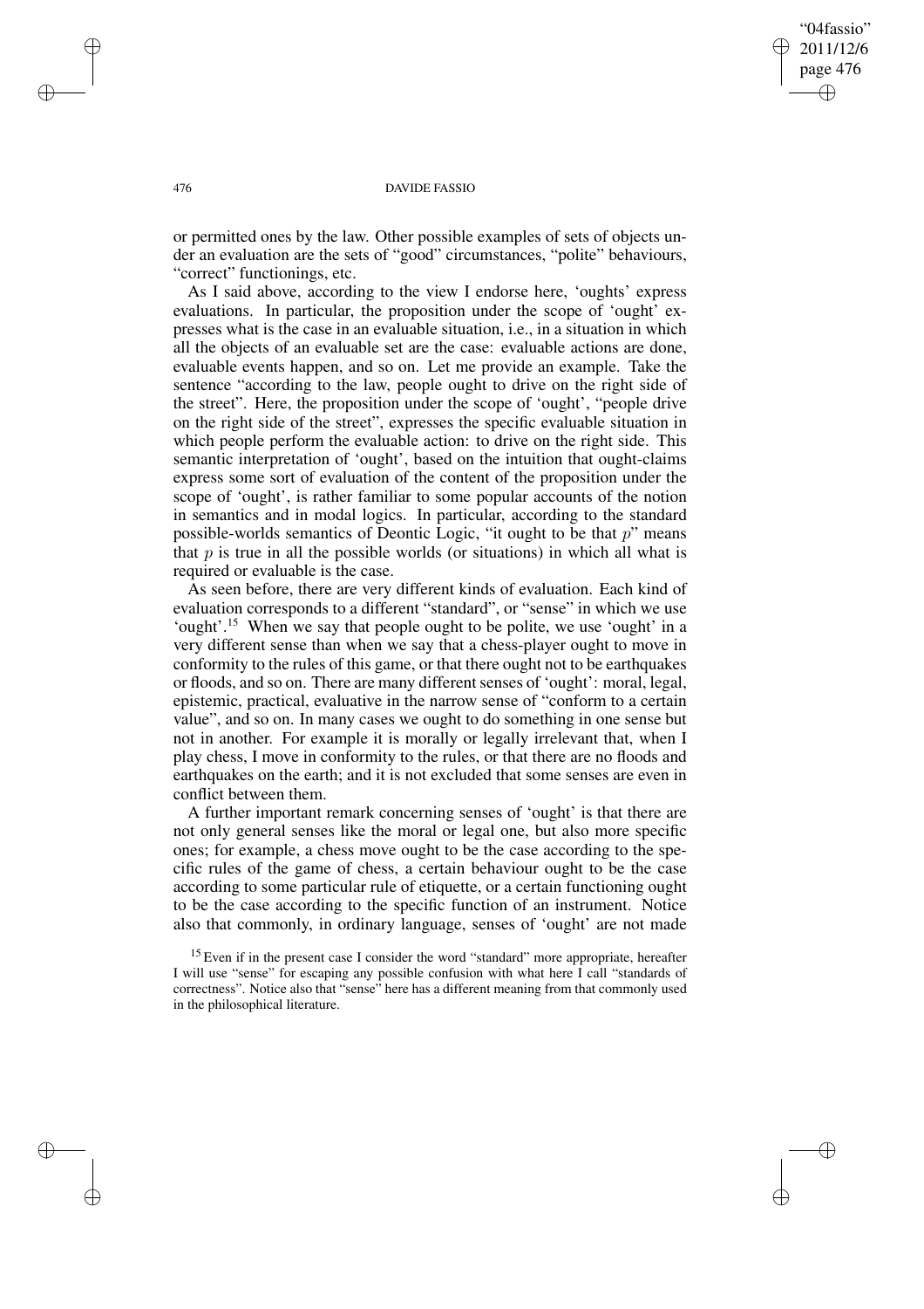or permitted ones by the law. Other possible examples of sets of objects under an evaluation are the sets of "good" circumstances, "polite" behaviours, "correct" functionings, etc.

As I said above, according to the view I endorse here, 'oughts' express evaluations. In particular, the proposition under the scope of 'ought' expresses what is the case in an evaluable situation, i.e., in a situation in which all the objects of an evaluable set are the case: evaluable actions are done, evaluable events happen, and so on. Let me provide an example. Take the sentence "according to the law, people ought to drive on the right side of the street". Here, the proposition under the scope of 'ought', "people drive on the right side of the street", expresses the specific evaluable situation in which people perform the evaluable action: to drive on the right side. This semantic interpretation of 'ought', based on the intuition that ought-claims express some sort of evaluation of the content of the proposition under the scope of 'ought', is rather familiar to some popular accounts of the notion in semantics and in modal logics. In particular, according to the standard possible-worlds semantics of Deontic Logic, "it ought to be that $p$" means that $p$ is true in all the possible worlds (or situations) in which all what is required or evaluable is the case.

As seen before, there are very different kinds of evaluation. Each kind of evaluation corresponds to a different "standard", or "sense" in which we use 'ought'.[15] When we say that people ought to be polite, we use 'ought' in a very different sense than when we say that a chess-player ought to move in conformity to the rules of this game, or that there ought not to be earthquakes or floods, and so on. There are many different senses of 'ought': moral, legal, epistemic, practical, evaluative in the narrow sense of "conform to a certain value", and so on. In many cases we ought to do something in one sense but not in another. For example it is morally or legally irrelevant that, when I play chess, I move in conformity to the rules, or that there are no floods and earthquakes on the earth; and it is not excluded that some senses are even in conflict between them.

A further important remark concerning senses of 'ought' is that there are not only general senses like the moral or legal one, but also more specific ones; for example, a chess move ought to be the case according to the specific rules of the game of chess, a certain behaviour ought to be the case according to some particular rule of etiquette, or a certain functioning ought to be the case according to the specific function of an instrument. Notice also that commonly, in ordinary language, senses of 'ought' are not made

[15] Even if in the present case I consider the word "standard" more appropriate, hereafter I will use "sense" for escaping any possible confusion with what here I call "standards of correctness". Notice also that "sense" here has a different meaning from that commonly used in the philosophical literature.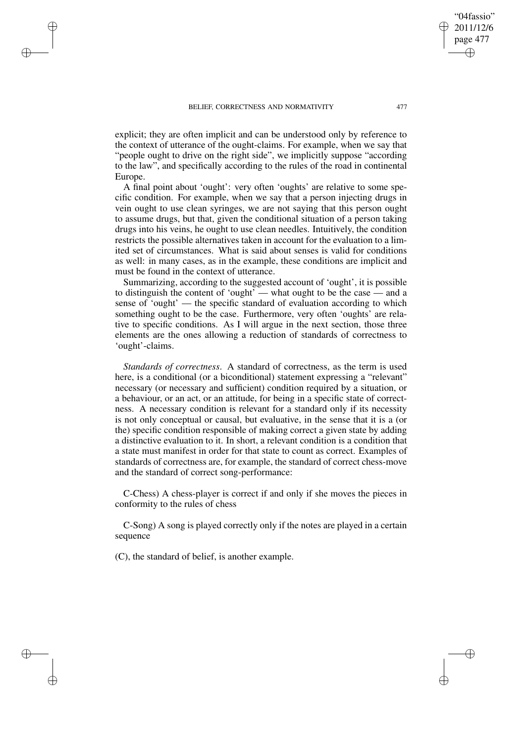explicit; they are often implicit and can be understood only by reference to the context of utterance of the ought-claims. For example, when we say that "people ought to drive on the right side", we implicitly suppose "according to the law", and specifically according to the rules of the road in continental Europe.

A final point about 'ought': very often 'oughts' are relative to some specific condition. For example, when we say that a person injecting drugs in vein ought to use clean syringes, we are not saying that this person ought to assume drugs, but that, given the conditional situation of a person taking drugs into his veins, he ought to use clean needles. Intuitively, the condition restricts the possible alternatives taken in account for the evaluation to a limited set of circumstances. What is said about senses is valid for conditions as well: in many cases, as in the example, these conditions are implicit and must be found in the context of utterance.

Summarizing, according to the suggested account of 'ought', it is possible to distinguish the content of 'ought' — what ought to be the case — and a sense of 'ought' — the specific standard of evaluation according to which something ought to be the case. Furthermore, very often 'oughts' are relative to specific conditions. As I will argue in the next section, those three elements are the ones allowing a reduction of standards of correctness to 'ought'-claims.

*Standards of correctness*. A standard of correctness, as the term is used here, is a conditional (or a biconditional) statement expressing a "relevant" necessary (or necessary and sufficient) condition required by a situation, or a behaviour, or an act, or an attitude, for being in a specific state of correctness. A necessary condition is relevant for a standard only if its necessity is not only conceptual or causal, but evaluative, in the sense that it is a (or the) specific condition responsible of making correct a given state by adding a distinctive evaluation to it. In short, a relevant condition is a condition that a state must manifest in order for that state to count as correct. Examples of standards of correctness are, for example, the standard of correct chess-move and the standard of correct song-performance:

C-Chess) A chess-player is correct if and only if she moves the pieces in conformity to the rules of chess

C-Song) A song is played correctly only if the notes are played in a certain sequence

(C), the standard of belief, is another example.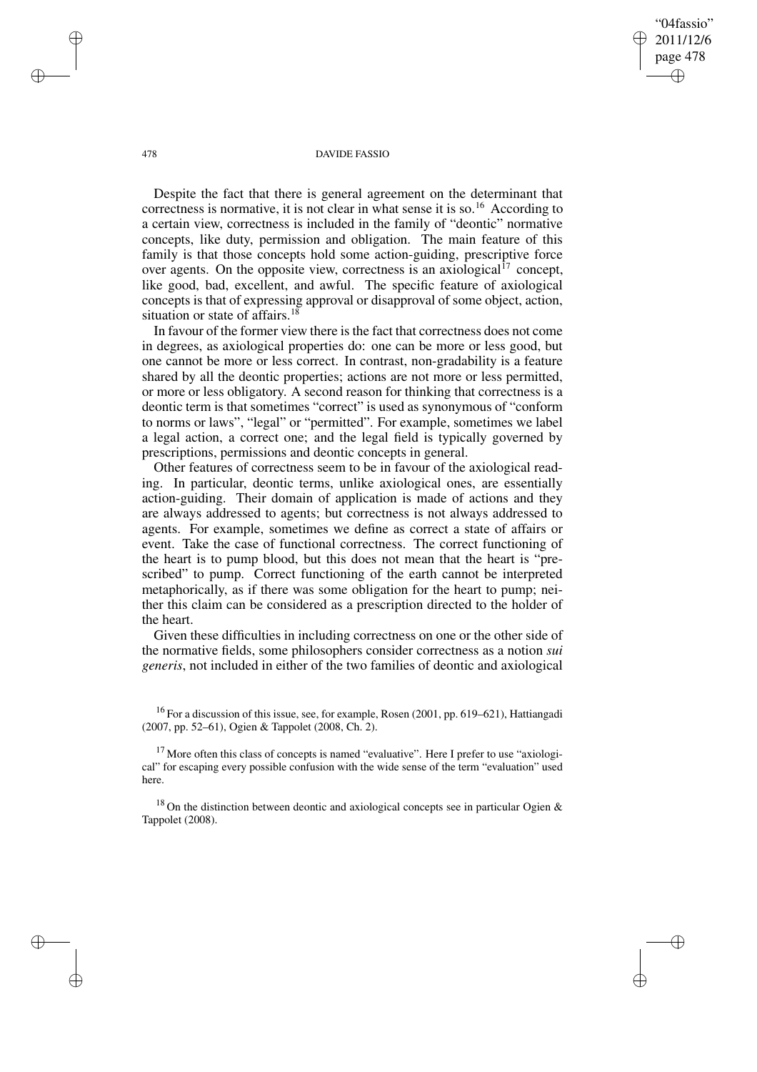Despite the fact that there is general agreement on the determinant that correctness is normative, it is not clear in what sense it is so.[16] According to a certain view, correctness is included in the family of "deontic" normative concepts, like duty, permission and obligation. The main feature of this family is that those concepts hold some action-guiding, prescriptive force over agents. On the opposite view, correctness is an axiological[17] concept, like good, bad, excellent, and awful. The specific feature of axiological concepts is that of expressing approval or disapproval of some object, action, situation or state of affairs.[18]

In favour of the former view there is the fact that correctness does not come in degrees, as axiological properties do: one can be more or less good, but one cannot be more or less correct. In contrast, non-gradability is a feature shared by all the deontic properties; actions are not more or less permitted, or more or less obligatory. A second reason for thinking that correctness is a deontic term is that sometimes "correct" is used as synonymous of "conform to norms or laws", "legal" or "permitted". For example, sometimes we label a legal action, a correct one; and the legal field is typically governed by prescriptions, permissions and deontic concepts in general.

Other features of correctness seem to be in favour of the axiological reading. In particular, deontic terms, unlike axiological ones, are essentially action-guiding. Their domain of application is made of actions and they are always addressed to agents; but correctness is not always addressed to agents. For example, sometimes we define as correct a state of affairs or event. Take the case of functional correctness. The correct functioning of the heart is to pump blood, but this does not mean that the heart is "prescribed" to pump. Correct functioning of the earth cannot be interpreted metaphorically, as if there was some obligation for the heart to pump; neither this claim can be considered as a prescription directed to the holder of the heart.

Given these difficulties in including correctness on one or the other side of the normative fields, some philosophers consider correctness as a notion *sui generis*, not included in either of the two families of deontic and axiological

[16] For a discussion of this issue, see, for example, Rosen (2001, pp. 619–621), Hattiangadi (2007, pp. 52–61), Ogien & Tappolet (2008, Ch. 2).

[17] More often this class of concepts is named "evaluative". Here I prefer to use "axiological" for escaping every possible confusion with the wide sense of the term "evaluation" used here.

[18] On the distinction between deontic and axiological concepts see in particular Ogien & Tappolet (2008).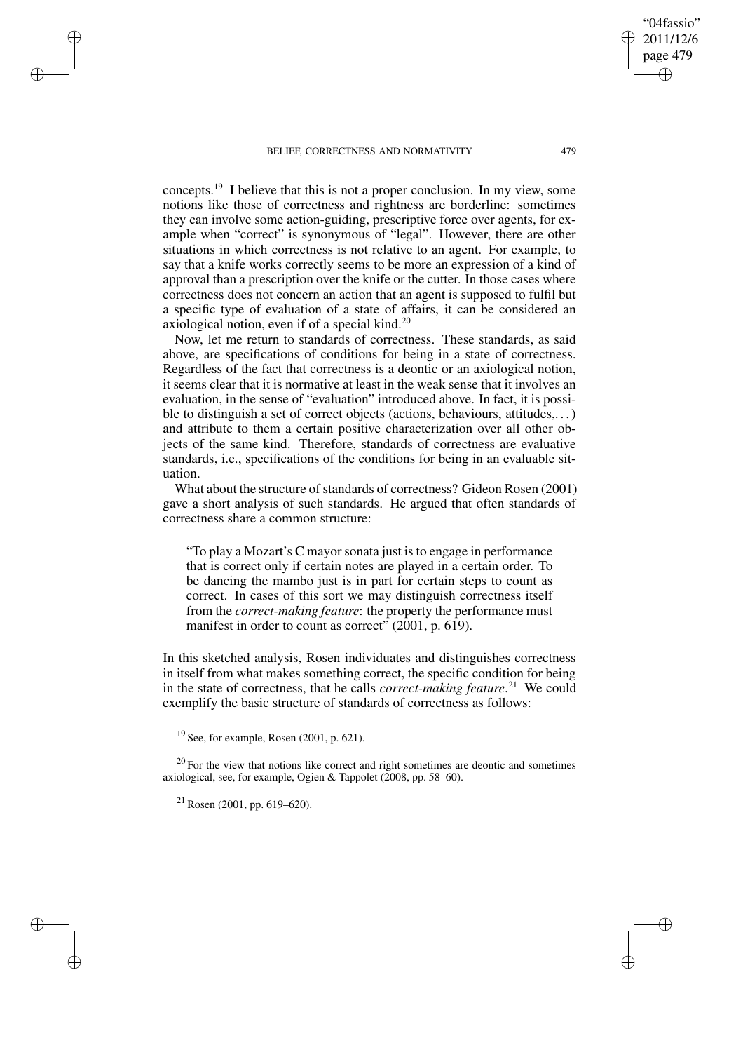concepts.[19] I believe that this is not a proper conclusion. In my view, some notions like those of correctness and rightness are borderline: sometimes they can involve some action-guiding, prescriptive force over agents, for example when "correct" is synonymous of "legal". However, there are other situations in which correctness is not relative to an agent. For example, to say that a knife works correctly seems to be more an expression of a kind of approval than a prescription over the knife or the cutter. In those cases where correctness does not concern an action that an agent is supposed to fulfil but a specific type of evaluation of a state of affairs, it can be considered an axiological notion, even if of a special kind.[20]

Now, let me return to standards of correctness. These standards, as said above, are specifications of conditions for being in a state of correctness. Regardless of the fact that correctness is a deontic or an axiological notion, it seems clear that it is normative at least in the weak sense that it involves an evaluation, in the sense of "evaluation" introduced above. In fact, it is possible to distinguish a set of correct objects (actions, behaviours, attitudes,...) and attribute to them a certain positive characterization over all other objects of the same kind. Therefore, standards of correctness are evaluative standards, i.e., specifications of the conditions for being in an evaluable situation.

What about the structure of standards of correctness? Gideon Rosen (2001) gave a short analysis of such standards. He argued that often standards of correctness share a common structure:

> "To play a Mozart's C mayor sonata just is to engage in performance that is correct only if certain notes are played in a certain order. To be dancing the mambo just is in part for certain steps to count as correct. In cases of this sort we may distinguish correctness itself from the *correct-making feature*: the property the performance must manifest in order to count as correct" (2001, p. 619).

In this sketched analysis, Rosen individuates and distinguishes correctness in itself from what makes something correct, the specific condition for being in the state of correctness, that he calls *correct-making feature*.[21] We could exemplify the basic structure of standards of correctness as follows:

[19] See, for example, Rosen (2001, p. 621).

[20] For the view that notions like correct and right sometimes are deontic and sometimes axiological, see, for example, Ogien & Tappolet (2008, pp. 58–60).

[21] Rosen (2001, pp. 619–620).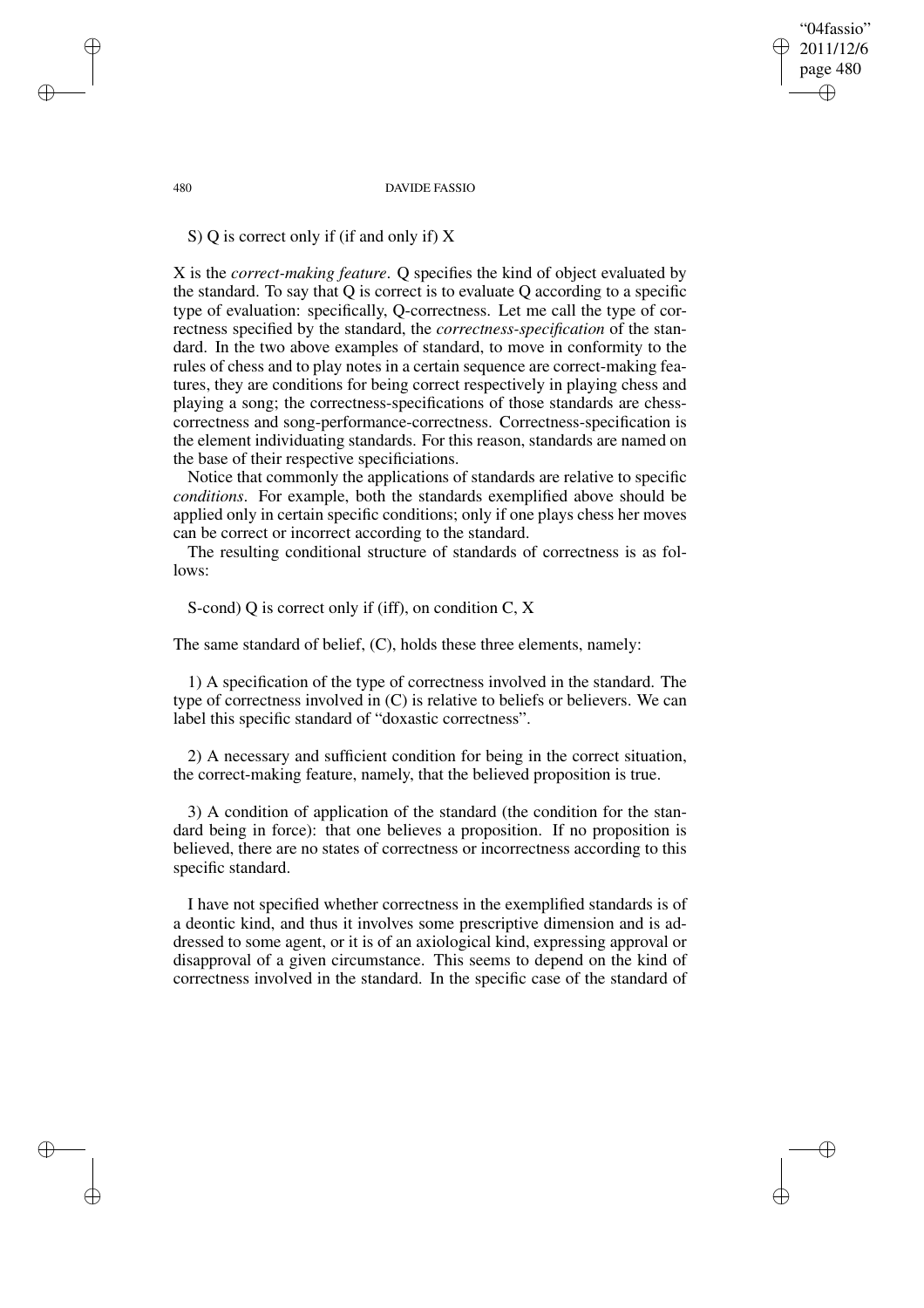S) Q is correct only if (if and only if) X

X is the *correct-making feature*. Q specifies the kind of object evaluated by the standard. To say that Q is correct is to evaluate Q according to a specific type of evaluation: specifically, Q-correctness. Let me call the type of correctness specified by the standard, the *correctness-specification* of the standard. In the two above examples of standard, to move in conformity to the rules of chess and to play notes in a certain sequence are correct-making features, they are conditions for being correct respectively in playing chess and playing a song; the correctness-specifications of those standards are chess-correctness and song-performance-correctness. Correctness-specification is the element individuating standards. For this reason, standards are named on the base of their respective specificiations.

Notice that commonly the applications of standards are relative to specific *conditions*. For example, both the standards exemplified above should be applied only in certain specific conditions; only if one plays chess her moves can be correct or incorrect according to the standard.

The resulting conditional structure of standards of correctness is as follows:

S-cond) Q is correct only if (iff), on condition C, X

The same standard of belief, (C), holds these three elements, namely:

1) A specification of the type of correctness involved in the standard. The type of correctness involved in (C) is relative to beliefs or believers. We can label this specific standard of "doxastic correctness".

2) A necessary and sufficient condition for being in the correct situation, the correct-making feature, namely, that the believed proposition is true.

3) A condition of application of the standard (the condition for the standard being in force): that one believes a proposition. If no proposition is believed, there are no states of correctness or incorrectness according to this specific standard.

I have not specified whether correctness in the exemplified standards is of a deontic kind, and thus it involves some prescriptive dimension and is addressed to some agent, or it is of an axiological kind, expressing approval or disapproval of a given circumstance. This seems to depend on the kind of correctness involved in the standard. In the specific case of the standard of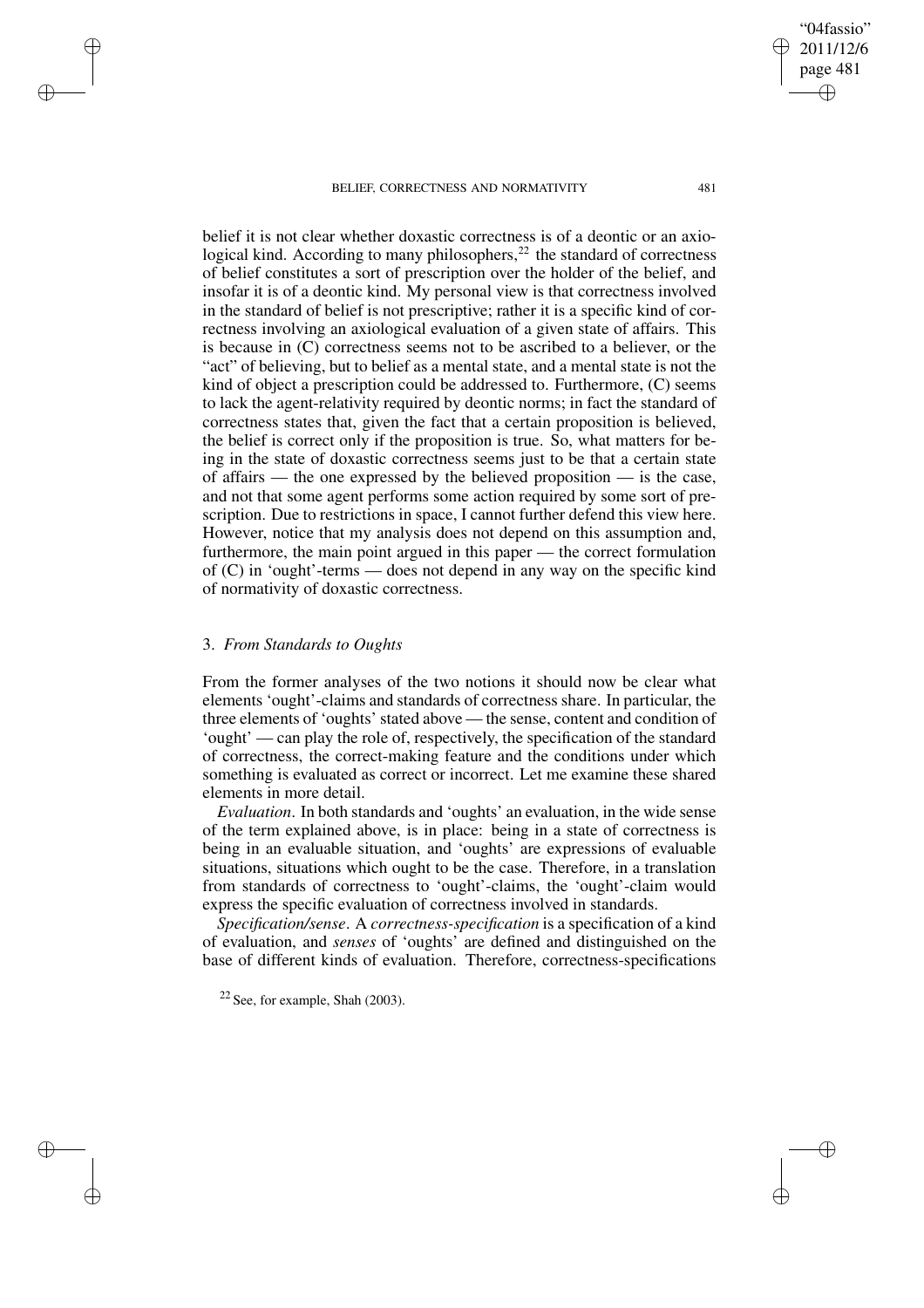belief it is not clear whether doxastic correctness is of a deontic or an axiological kind. According to many philosophers,[22] the standard of correctness of belief constitutes a sort of prescription over the holder of the belief, and insofar it is of a deontic kind. My personal view is that correctness involved in the standard of belief is not prescriptive; rather it is a specific kind of correctness involving an axiological evaluation of a given state of affairs. This is because in (C) correctness seems not to be ascribed to a believer, or the "act" of believing, but to belief as a mental state, and a mental state is not the kind of object a prescription could be addressed to. Furthermore, (C) seems to lack the agent-relativity required by deontic norms; in fact the standard of correctness states that, given the fact that a certain proposition is believed, the belief is correct only if the proposition is true. So, what matters for being in the state of doxastic correctness seems just to be that a certain state of affairs — the one expressed by the believed proposition — is the case, and not that some agent performs some action required by some sort of prescription. Due to restrictions in space, I cannot further defend this view here. However, notice that my analysis does not depend on this assumption and, furthermore, the main point argued in this paper — the correct formulation of (C) in 'ought'-terms — does not depend in any way on the specific kind of normativity of doxastic correctness.

## 3. *From Standards to Oughts*

From the former analyses of the two notions it should now be clear what elements 'ought'-claims and standards of correctness share. In particular, the three elements of 'oughts' stated above — the sense, content and condition of 'ought' — can play the role of, respectively, the specification of the standard of correctness, the correct-making feature and the conditions under which something is evaluated as correct or incorrect. Let me examine these shared elements in more detail.

*Evaluation*. In both standards and 'oughts' an evaluation, in the wide sense of the term explained above, is in place: being in a state of correctness is being in an evaluable situation, and 'oughts' are expressions of evaluable situations, situations which ought to be the case. Therefore, in a translation from standards of correctness to 'ought'-claims, the 'ought'-claim would express the specific evaluation of correctness involved in standards.

*Specification/sense*. A *correctness-specification* is a specification of a kind of evaluation, and *senses* of 'oughts' are defined and distinguished on the base of different kinds of evaluation. Therefore, correctness-specifications

[22] See, for example, Shah (2003).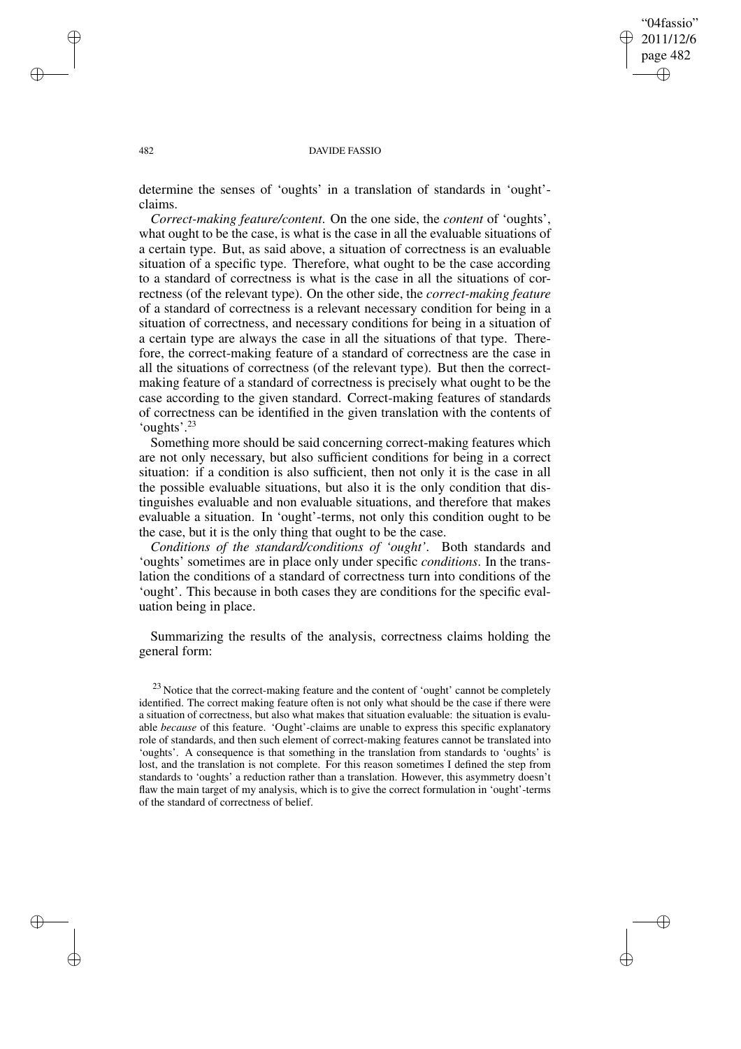determine the senses of 'oughts' in a translation of standards in 'ought'-claims.

*Correct-making feature/content*. On the one side, the *content* of 'oughts', what ought to be the case, is what is the case in all the evaluable situations of a certain type. But, as said above, a situation of correctness is an evaluable situation of a specific type. Therefore, what ought to be the case according to a standard of correctness is what is the case in all the situations of correctness (of the relevant type). On the other side, the *correct-making feature* of a standard of correctness is a relevant necessary condition for being in a situation of correctness, and necessary conditions for being in a situation of a certain type are always the case in all the situations of that type. Therefore, the correct-making feature of a standard of correctness are the case in all the situations of correctness (of the relevant type). But then the correct-making feature of a standard of correctness is precisely what ought to be the case according to the given standard. Correct-making features of standards of correctness can be identified in the given translation with the contents of 'oughts'.[23]

Something more should be said concerning correct-making features which are not only necessary, but also sufficient conditions for being in a correct situation: if a condition is also sufficient, then not only it is the case in all the possible evaluable situations, but also it is the only condition that distinguishes evaluable and non evaluable situations, and therefore that makes evaluable a situation. In 'ought'-terms, not only this condition ought to be the case, but it is the only thing that ought to be the case.

*Conditions of the standard/conditions of 'ought'*. Both standards and 'oughts' sometimes are in place only under specific *conditions*. In the translation the conditions of a standard of correctness turn into conditions of the 'ought'. This because in both cases they are conditions for the specific evaluation being in place.

Summarizing the results of the analysis, correctness claims holding the general form:

[23] Notice that the correct-making feature and the content of 'ought' cannot be completely identified. The correct making feature often is not only what should be the case if there were a situation of correctness, but also what makes that situation evaluable: the situation is evaluable *because* of this feature. 'Ought'-claims are unable to express this specific explanatory role of standards, and then such element of correct-making features cannot be translated into 'oughts'. A consequence is that something in the translation from standards to 'oughts' is lost, and the translation is not complete. For this reason sometimes I defined the step from standards to 'oughts' a reduction rather than a translation. However, this asymmetry doesn't flaw the main target of my analysis, which is to give the correct formulation in 'ought'-terms of the standard of correctness of belief.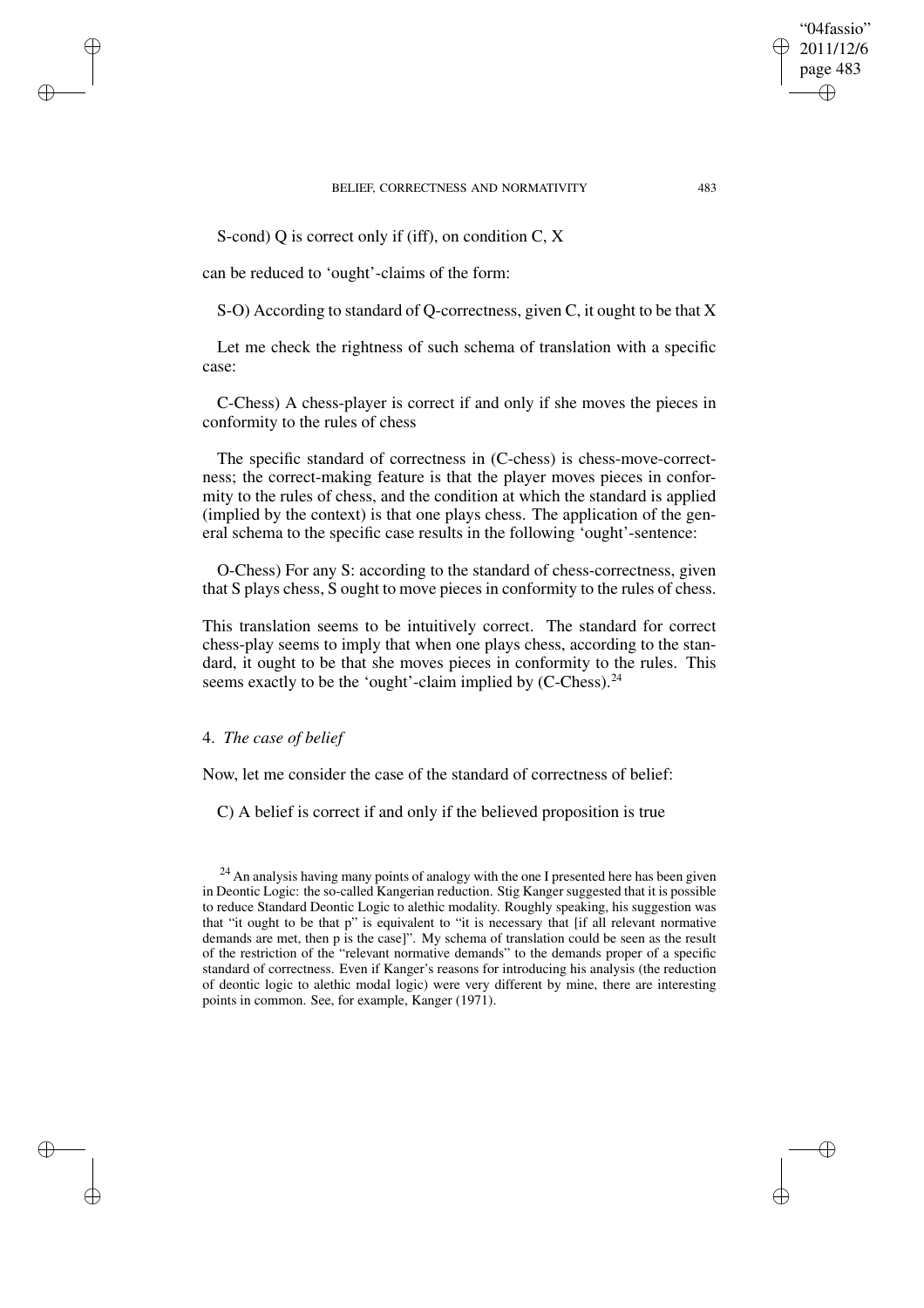S-cond) Q is correct only if (iff), on condition C, X

can be reduced to 'ought'-claims of the form:

S-O) According to standard of Q-correctness, given C, it ought to be that X

Let me check the rightness of such schema of translation with a specific case:

C-Chess) A chess-player is correct if and only if she moves the pieces in conformity to the rules of chess

The specific standard of correctness in (C-chess) is chess-move-correctness; the correct-making feature is that the player moves pieces in conformity to the rules of chess, and the condition at which the standard is applied (implied by the context) is that one plays chess. The application of the general schema to the specific case results in the following 'ought'-sentence:

O-Chess) For any S: according to the standard of chess-correctness, given that S plays chess, S ought to move pieces in conformity to the rules of chess.

This translation seems to be intuitively correct. The standard for correct chess-play seems to imply that when one plays chess, according to the standard, it ought to be that she moves pieces in conformity to the rules. This seems exactly to be the 'ought'-claim implied by (C-Chess).[24]

## 4. *The case of belief*

Now, let me consider the case of the standard of correctness of belief:

C) A belief is correct if and only if the believed proposition is true

[24] An analysis having many points of analogy with the one I presented here has been given in Deontic Logic: the so-called Kangerian reduction. Stig Kanger suggested that it is possible to reduce Standard Deontic Logic to alethic modality. Roughly speaking, his suggestion was that "it ought to be that p" is equivalent to "it is necessary that [if all relevant normative demands are met, then p is the case]". My schema of translation could be seen as the result of the restriction of the "relevant normative demands" to the demands proper of a specific standard of correctness. Even if Kanger's reasons for introducing his analysis (the reduction of deontic logic to alethic modal logic) were very different by mine, there are interesting points in common. See, for example, Kanger (1971).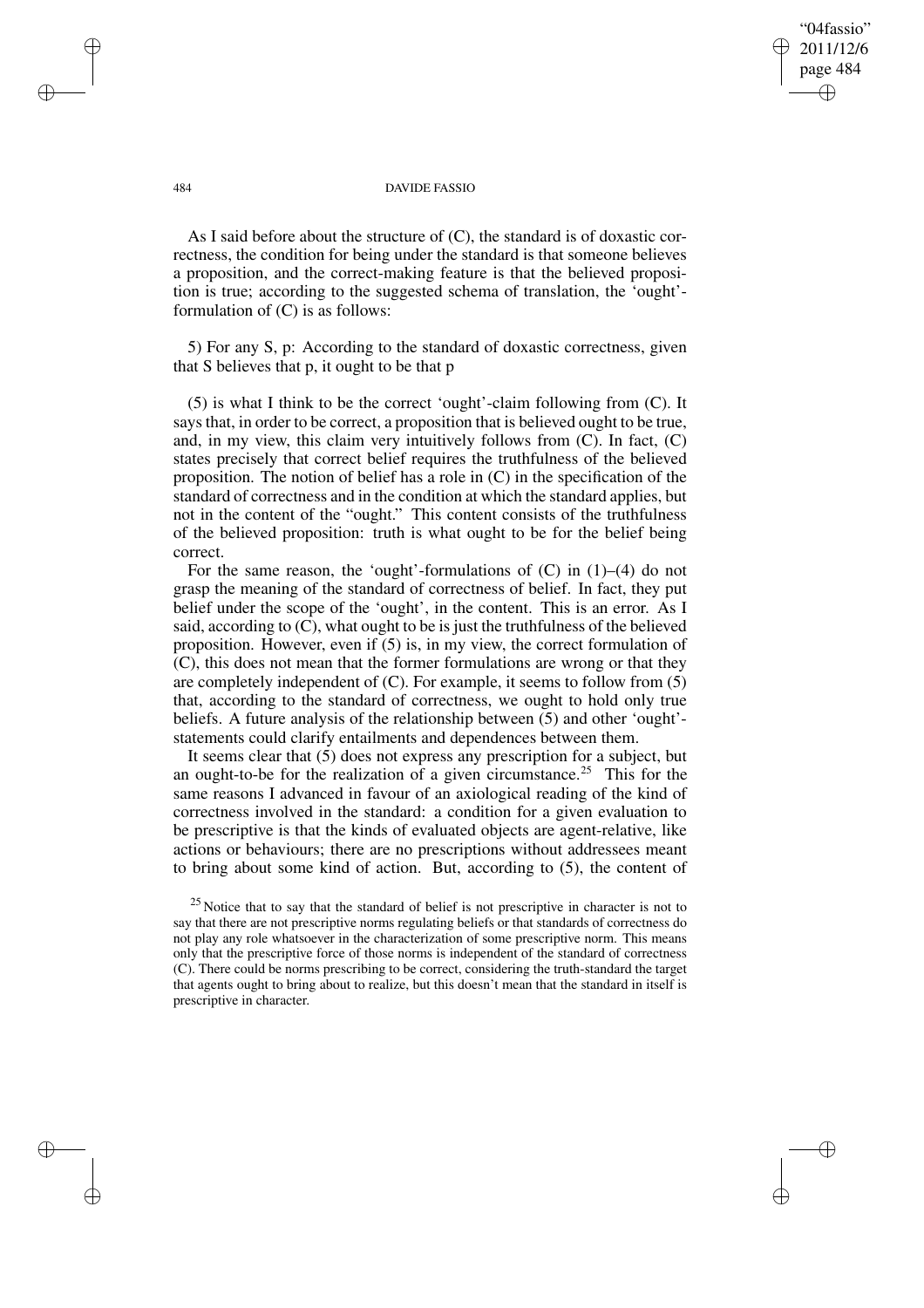As I said before about the structure of (C), the standard is of doxastic correctness, the condition for being under the standard is that someone believes a proposition, and the correct-making feature is that the believed proposition is true; according to the suggested schema of translation, the 'ought'-formulation of (C) is as follows:

5) For any S, p: According to the standard of doxastic correctness, given that S believes that p, it ought to be that p

(5) is what I think to be the correct 'ought'-claim following from (C). It says that, in order to be correct, a proposition that is believed ought to be true, and, in my view, this claim very intuitively follows from (C). In fact, (C) states precisely that correct belief requires the truthfulness of the believed proposition. The notion of belief has a role in (C) in the specification of the standard of correctness and in the condition at which the standard applies, but not in the content of the "ought." This content consists of the truthfulness of the believed proposition: truth is what ought to be for the belief being correct.

For the same reason, the 'ought'-formulations of (C) in (1)–(4) do not grasp the meaning of the standard of correctness of belief. In fact, they put belief under the scope of the 'ought', in the content. This is an error. As I said, according to (C), what ought to be is just the truthfulness of the believed proposition. However, even if (5) is, in my view, the correct formulation of (C), this does not mean that the former formulations are wrong or that they are completely independent of (C). For example, it seems to follow from (5) that, according to the standard of correctness, we ought to hold only true beliefs. A future analysis of the relationship between (5) and other 'ought'-statements could clarify entailments and dependences between them.

It seems clear that (5) does not express any prescription for a subject, but an ought-to-be for the realization of a given circumstance.[25] This for the same reasons I advanced in favour of an axiological reading of the kind of correctness involved in the standard: a condition for a given evaluation to be prescriptive is that the kinds of evaluated objects are agent-relative, like actions or behaviours; there are no prescriptions without addressees meant to bring about some kind of action. But, according to (5), the content of

[25] Notice that to say that the standard of belief is not prescriptive in character is not to say that there are not prescriptive norms regulating beliefs or that standards of correctness do not play any role whatsoever in the characterization of some prescriptive norm. This means only that the prescriptive force of those norms is independent of the standard of correctness (C). There could be norms prescribing to be correct, considering the truth-standard the target that agents ought to bring about to realize, but this doesn't mean that the standard in itself is prescriptive in character.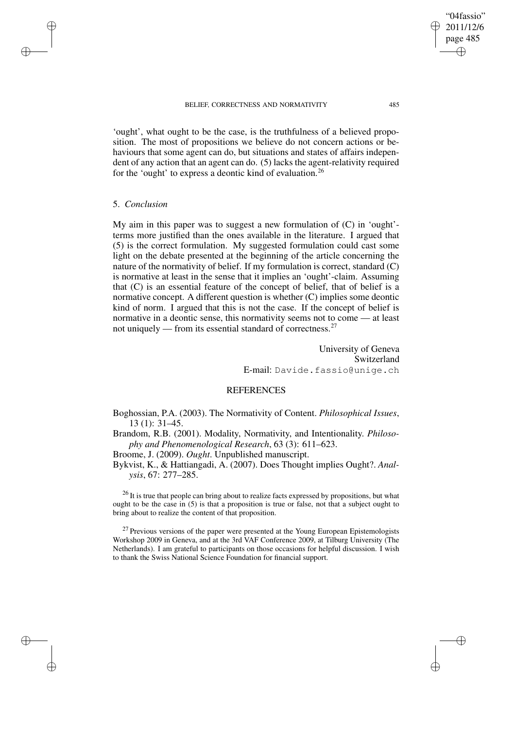'ought', what ought to be the case, is the truthfulness of a believed proposition. The most of propositions we believe do not concern actions or behaviours that some agent can do, but situations and states of affairs independent of any action that an agent can do. (5) lacks the agent-relativity required for the 'ought' to express a deontic kind of evaluation.[26]

## 5. *Conclusion*

My aim in this paper was to suggest a new formulation of (C) in 'ought'-terms more justified than the ones available in the literature. I argued that (5) is the correct formulation. My suggested formulation could cast some light on the debate presented at the beginning of the article concerning the nature of the normativity of belief. If my formulation is correct, standard (C) is normative at least in the sense that it implies an 'ought'-claim. Assuming that (C) is an essential feature of the concept of belief, that of belief is a normative concept. A different question is whether (C) implies some deontic kind of norm. I argued that this is not the case. If the concept of belief is normative in a deontic sense, this normativity seems not to come — at least not uniquely — from its essential standard of correctness.[27]

University of Geneva
Switzerland
E-mail: Davide.fassio@unige.ch

## REFERENCES

Boghossian, P.A. (2003). The Normativity of Content. *Philosophical Issues*, 13 (1): 31–45.

Brandom, R.B. (2001). Modality, Normativity, and Intentionality. *Philosophy and Phenomenological Research*, 63 (3): 611–623.

Broome, J. (2009). *Ought*. Unpublished manuscript.

Bykvist, K., & Hattiangadi, A. (2007). Does Thought implies Ought?. *Analysis*, 67: 277–285.

[26] It is true that people can bring about to realize facts expressed by propositions, but what ought to be the case in (5) is that a proposition is true or false, not that a subject ought to bring about to realize the content of that proposition.

[27] Previous versions of the paper were presented at the Young European Epistemologists Workshop 2009 in Geneva, and at the 3rd VAF Conference 2009, at Tilburg University (The Netherlands). I am grateful to participants on those occasions for helpful discussion. I wish to thank the Swiss National Science Foundation for financial support.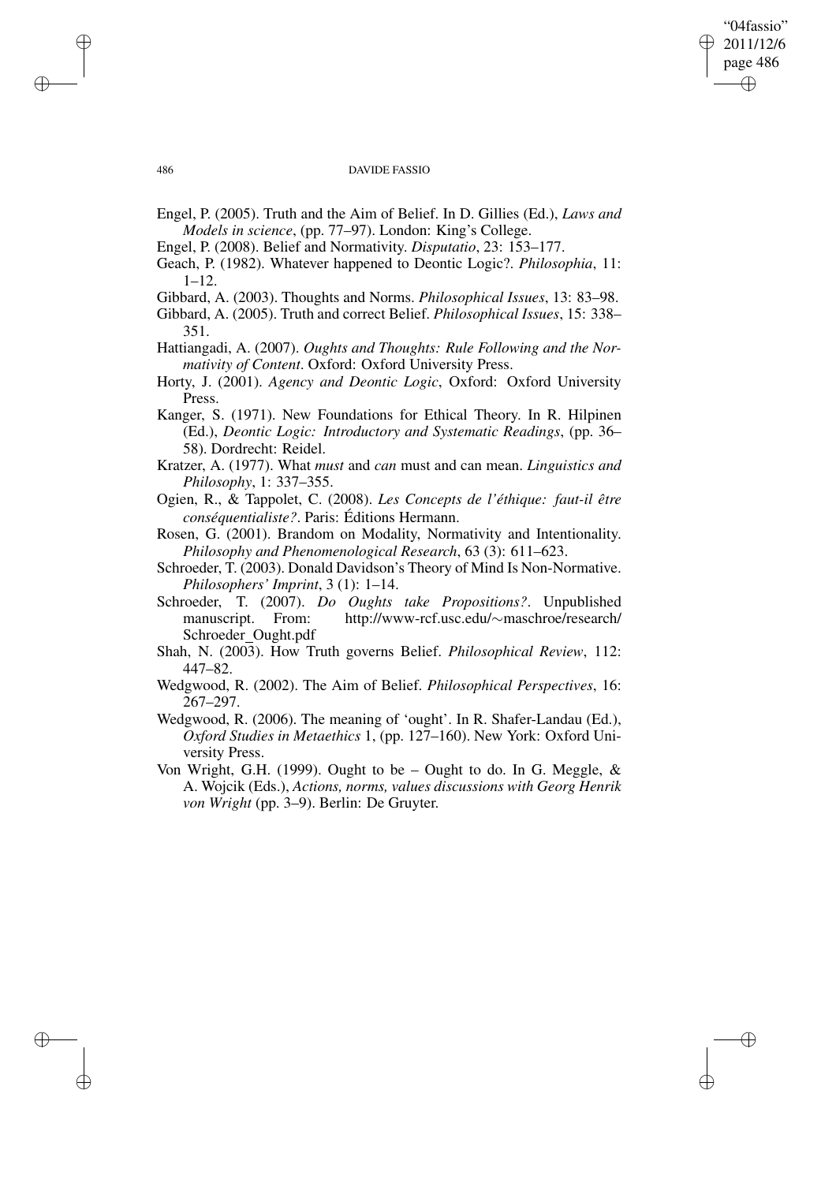Engel, P. (2005). Truth and the Aim of Belief. In D. Gillies (Ed.), *Laws and Models in science*, (pp. 77–97). London: King's College.

Engel, P. (2008). Belief and Normativity. *Disputatio*, 23: 153–177.

Geach, P. (1982). Whatever happened to Deontic Logic?. *Philosophia*, 11: 1–12.

Gibbard, A. (2003). Thoughts and Norms. *Philosophical Issues*, 13: 83–98.

Gibbard, A. (2005). Truth and correct Belief. *Philosophical Issues*, 15: 338–351.

Hattiangadi, A. (2007). *Oughts and Thoughts: Rule Following and the Normativity of Content*. Oxford: Oxford University Press.

Horty, J. (2001). *Agency and Deontic Logic*, Oxford: Oxford University Press.

Kanger, S. (1971). New Foundations for Ethical Theory. In R. Hilpinen (Ed.), *Deontic Logic: Introductory and Systematic Readings*, (pp. 36–58). Dordrecht: Reidel.

Kratzer, A. (1977). What *must* and *can* must and can mean. *Linguistics and Philosophy*, 1: 337–355.

Ogien, R., & Tappolet, C. (2008). *Les Concepts de l'éthique: faut-il être conséquentialiste?*. Paris: Éditions Hermann.

Rosen, G. (2001). Brandom on Modality, Normativity and Intentionality. *Philosophy and Phenomenological Research*, 63 (3): 611–623.

Schroeder, T. (2003). Donald Davidson's Theory of Mind Is Non-Normative. *Philosophers' Imprint*, 3 (1): 1–14.

Schroeder, T. (2007). *Do Oughts take Propositions?*. Unpublished manuscript. From: http://www-rcf.usc.edu/∼maschroe/research/Schroeder_Ought.pdf

Shah, N. (2003). How Truth governs Belief. *Philosophical Review*, 112: 447–82.

Wedgwood, R. (2002). The Aim of Belief. *Philosophical Perspectives*, 16: 267–297.

Wedgwood, R. (2006). The meaning of 'ought'. In R. Shafer-Landau (Ed.), *Oxford Studies in Metaethics* 1, (pp. 127–160). New York: Oxford University Press.

Von Wright, G.H. (1999). Ought to be – Ought to do. In G. Meggle, & A. Wojcik (Eds.), *Actions, norms, values discussions with Georg Henrik von Wright* (pp. 3–9). Berlin: De Gruyter.